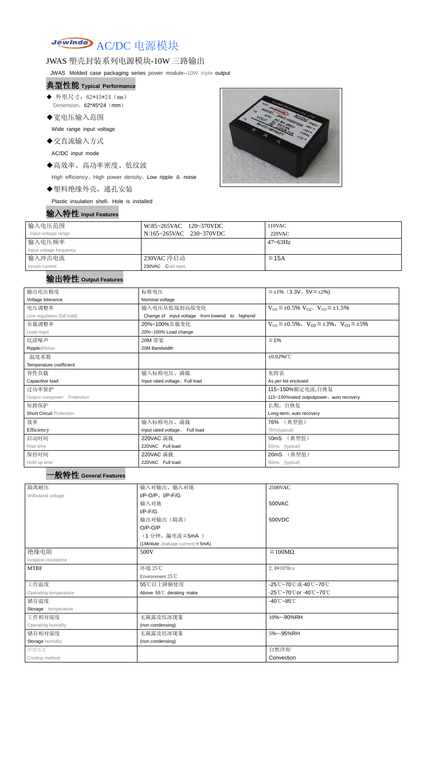# Jewinda AC/DC 电源模块

## JWAS 塑壳封装系列电源模块-10W 三路输出

JWAS Molded case packaging series power module--10W triple output

### 典型性能 Typical Performance

- ◆ 外形尺寸：62*45*24（mm）
  Dimension：62*45*24（mm）
- ◆宽电压输入范围
  Wide range input voltage
- ◆交直流输入方式
  AC/DC input mode
- ◆高效率、高功率密度、低纹波
  High efficiency、High power density、Low ripple ＆ noise
- ◆塑料绝缘外壳，通孔安装
  Plastic insulation shell，Hole is installed

### 输入特性 Input Features

| | | |
|---|---|---|
| 输入电压范围<br>Input voltage range | W:85~265VAC 120~370VDC<br>N:165~265VAC 230~370VDC | 110VAC<br>220VAC |
| 输入电压频率<br>Input voltage frequency | | 47~63Hz |
| 输入冲击电流<br>Inrush current | 230VAC 冷启动<br>230VAC Cold start, | ≦15A |

### 输出特性 Output Features

| | | |
|---|---|---|
| 输出电压精度<br>Voltage tolerance | 标称电压<br>Nominal voltage | ≦±1%（3.3V、5V≦±2%) |
| 电压调整率<br>Line regulation (full load) | 输入电压从低端到高端变化<br>Change of input voltage from lowend to highend | $V_{O1}$≦±0.5% $V_{O2}$、$V_{O3}$≦±1.5% |
| 负载调整率<br>Load regul | 20%~100%负载变化<br>20%~100% Load change | $V_{O1}$≦±0.5%，$V_{O2}$≦±3%，$V_{O3}$≦±5% |
| 纹波噪声<br>Ripple&Noise | 20M 带宽<br>20M Bandwidth | ≦1% |
| 温度系数<br>Temperature coefficient | | ±0.02%/℃ |
| 容性负载<br>Capacitive load | 输入标称电压、满载<br>Input rated voltage、Full load | 见附表<br>As per list enclosed |
| 过功率保护<br>Output overpower Protection | | 115~150%额定电流,自恢复<br>115~150%rated outputpower，auto recovery |
| 短路保护<br>Short Circuit Protection | | 长期，自恢复<br>Long-term, auto recovery |
| 效率<br>Efficiency | 输入标称电压、满载<br>Input rated voltage、 Full load | 76% （典型值）<br>76%(typical) |
| 启动时间<br>Rise time | 220VAC 满载<br>220VAC Full load | 50mS （典型值）<br>50ms (typical) |
| 保持时间<br>Hold up time | 220VAC 满载<br>220VAC Full load | 20mS （典型值）<br>50ms (typical) |

### 一般特性 General Features

| | | |
|---|---|---|
| 隔离耐压<br>Withstand voltage | 输入对输出、输入对地<br>I/P-O/P、I/P-F/G | 2500VAC |
| | 输入对地<br>I/P-F/G | 500VAC |
| | 输出对输出（隔离）<br>O/P-O/P<br>（1 分钟，漏电流≦5mA ）<br>(1Mintute ,leakage current)≦5mA) | 500VDC |
| 绝缘电阻<br>Isolation resistance | 500V | ≧100MΩ |
| MTBF | 环境 25℃<br>Environment 25℃ | 2.0*10^5Hrs |
| 工作温度<br>Operating temperature | 55℃以上降额使用<br>Above 55℃ derating make | -25℃~70℃或-40℃~70℃<br>-25℃~70℃or -40℃~70℃ |
| 储存温度<br>Storage temperature | | -40℃~85℃ |
| 工作相对湿度<br>Operating humidity | 无凝露及结冰现象<br>(non condensing) | 10%~-90%RH |
| 储存相对湿度<br>Storage humidity | 无凝露及结冰现象<br>(non condensing) | 5%~-95%RH |
| 冷却方式<br>Cooling method | | 自然冷却<br>Convection |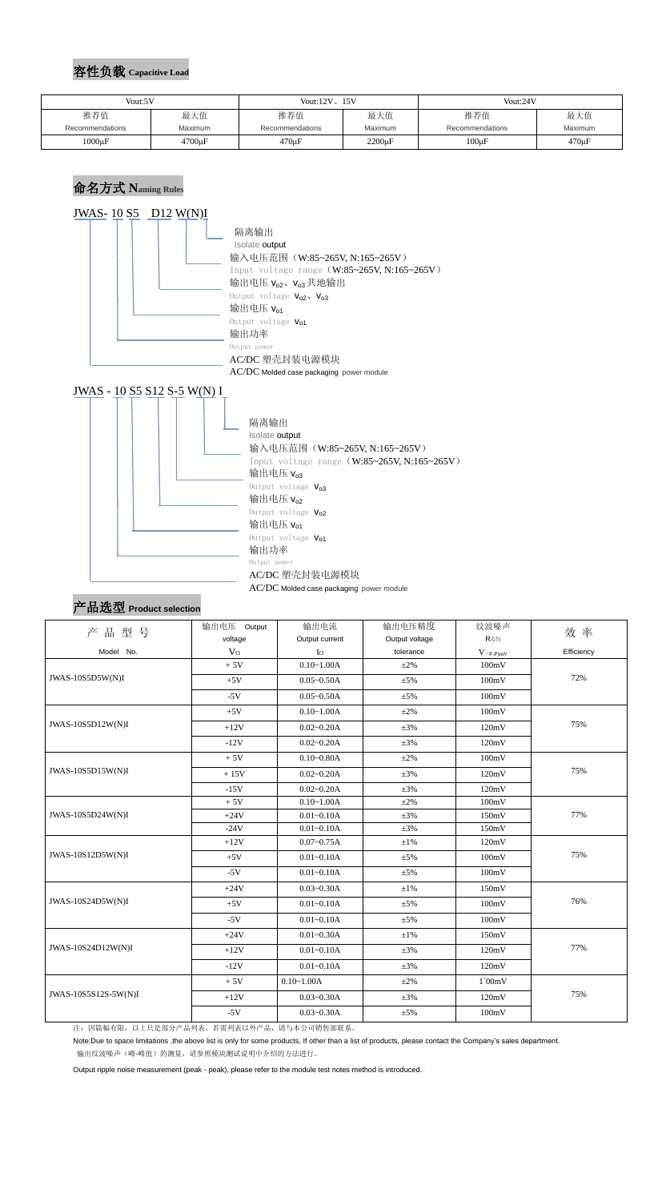## 容性负载 Capacitive Load

| Vout:5V | | Vout:12V、15V | | Vout:24V | |
|---|---|---|---|---|---|
| 推荐值 Recommendations | 最大值 Maximum | 推荐值 Recommendations | 最大值 Maximum | 推荐值 Recommendations | 最大值 Maximum |
| 1000μF | 4700μF | 470μF | 2200μF | 100μF | 470μF |

## 命名方式 Naming Rules

JWAS- 10 S5 D12 W(N)I

- 隔离输出 Isolate output
- 输入电压范围（W:85~265V, N:165~265V） Input voltage range（W:85~265V, N:165~265V）
- 输出电压 $V_{o2}$、$V_{o3}$共地输出 Output voltage $V_{o2}$、$V_{o3}$
- 输出电压 $V_{o1}$ Output voltage $V_{o1}$
- 输出功率 Output power
- AC/DC 塑壳封装电源模块 AC/DC Molded case packaging power module

JWAS - 10 S5 S12 S-5 W(N) I

- 隔离输出 Isolate output
- 输入电压范围（W:85~265V, N:165~265V） Input voltage range（W:85~265V, N:165~265V）
- 输出电压 $V_{o3}$ Output voltage $V_{o3}$
- 输出电压 $V_{o2}$ Output voltage $V_{o2}$
- 输出电压 $V_{o1}$ Output voltage $V_{o1}$
- 输出功率 Output power
- AC/DC 塑壳封装电源模块 AC/DC Molded case packaging power module

## 产品选型 Product selection

| 产品型号 Model No. | 输出电压 Output voltage $V_O$ | 输出电流 Output current $I_O$ | 输出电压精度 Output voltage tolerance | 纹波噪声 R&N $V_{(P-P)mV}$ | 效率 Efficiency |
|---|---|---|---|---|---|
| JWAS-10S5D5W(N)I | + 5V | 0.10~1.00A | ±2% | 100mV | 72% |
| | +5V | 0.05~0.50A | ±5% | 100mV | |
| | -5V | 0.05~0.50A | ±5% | 100mV | |
| JWAS-10S5D12W(N)I | +5V | 0.10~1.00A | ±2% | 100mV | 75% |
| | +12V | 0.02~0.20A | ±3% | 120mV | |
| | -12V | 0.02~0.20A | ±3% | 120mV | |
| JWAS-10S5D15W(N)I | + 5V | 0.10~0.80A | ±2% | 100mV | 75% |
| | + 15V | 0.02~0.20A | ±3% | 120mV | |
| | -15V | 0.02~0.20A | ±3% | 120mV | |
| JWAS-10S5D24W(N)I | + 5V | 0.10~1.00A | ±2% | 100mV | 77% |
| | +24V | 0.01~0.10A | ±3% | 150mV | |
| | -24V | 0.01~0.10A | ±3% | 150mV | |
| JWAS-10S12D5W(N)I | +12V | 0.07~0.75A | ±1% | 120mV | 75% |
| | +5V | 0.01~0.10A | ±5% | 100mV | |
| | -5V | 0.01~0.10A | ±5% | 100mV | |
| JWAS-10S24D5W(N)I | +24V | 0.03~0.30A | ±1% | 150mV | 76% |
| | +5V | 0.01~0.10A | ±5% | 100mV | |
| | -5V | 0.01~0.10A | ±5% | 100mV | |
| JWAS-10S24D12W(N)I | +24V | 0.01~0.30A | ±1% | 150mV | 77% |
| | +12V | 0.01~0.10A | ±3% | 120mV | |
| | -12V | 0.01~0.10A | ±3% | 120mV | |
| JWAS-10S5S12S-5W(N)I | + 5V | 0.10~1.00A | ±2% | 1`00mV | 75% |
| | +12V | 0.03~0.30A | ±3% | 120mV | |
| | -5V | 0.03~0.30A | ±5% | 100mV | |

注：因篇幅有限，以上只是部分产品列表，若需列表以外产品，请与本公司销售部联系。

Note:Due to space limitations ,the above list is only for some products, If other than a list of products, please contact the Company's sales department.

输出纹波噪声（峰-峰值）的测量，请参照模块测试说明中介绍的方法进行。

Output ripple noise measurement (peak - peak), please refer to the module test notes method is introduced.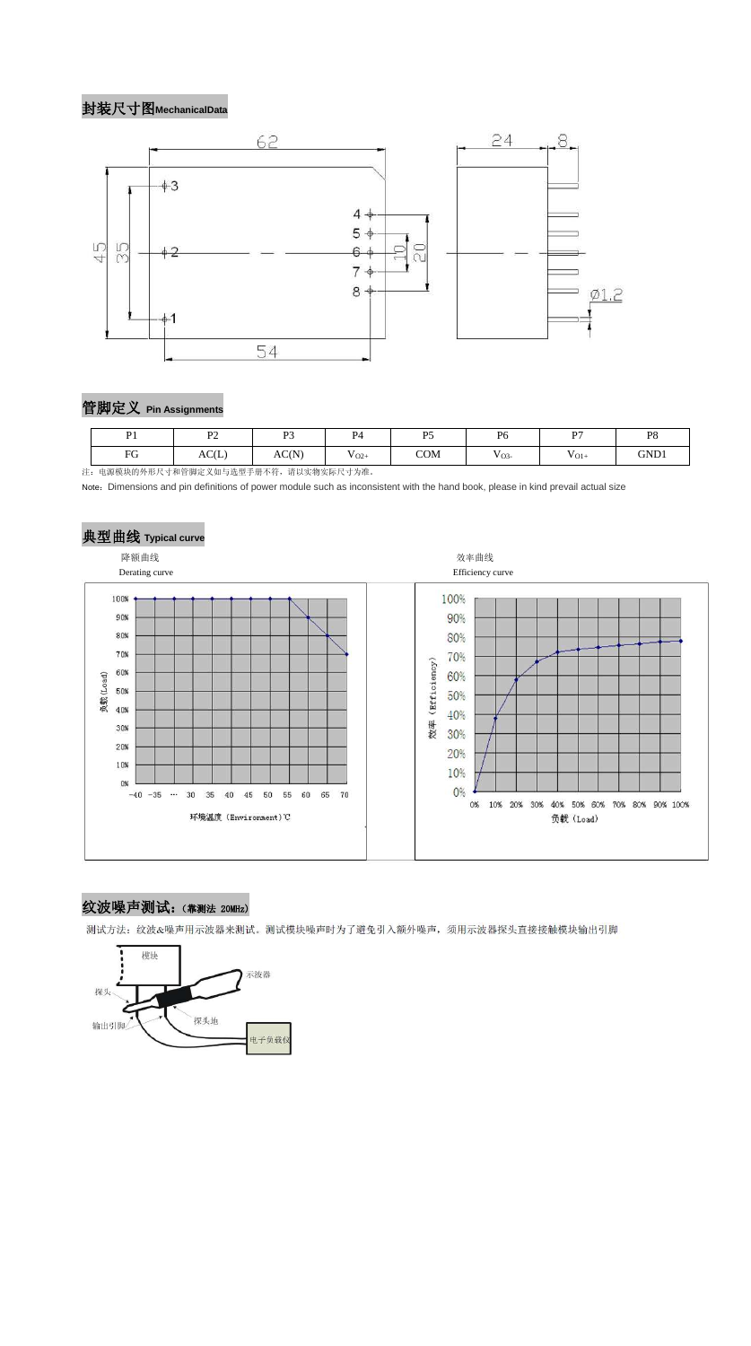## 封装尺寸图MechanicalData

62

24

8

45

35

10

20

54

Ø1.2

3

2

1

4

5

6

7

8

## 管脚定义 Pin Assignments

| P1 | P2 | P3 | P4 | P5 | P6 | P7 | P8 |
|---|---|---|---|---|---|---|---|
| FG | AC(L) | AC(N) | $V_{O2+}$ | COM | $V_{O3-}$ | $V_{O1+}$ | GND1 |

注：电源模块的外形尺寸和管脚定义如与选型手册不符，请以实物实际尺寸为准。

Note：Dimensions and pin definitions of power module such as inconsistent with the hand book, please in kind prevail actual size

## 典型曲线 Typical curve

降额曲线

Derating curve

100%
90%
80%
70%
60%
50%
40%
30%
20%
10%
0%

负载(Load)

-40 -35 ··· 30 35 40 45 50 55 60 65 70

环境温度 (Environment)℃

效率曲线

Efficiency curve

100%
90%
80%
70%
60%
50%
40%
30%
20%
10%
0%

效率 (Efficiency)

0% 10% 20% 30% 40% 50% 60% 70% 80% 90% 100%

负载 (Load)

## 纹波噪声测试：(靠测法 20MHz)

测试方法：纹波&噪声用示波器来测试。测试模块噪声时为了避免引入额外噪声，须用示波器探头直接接触模块输出引脚

模块

示波器

探头

探头地

输出引脚

电子负载仪